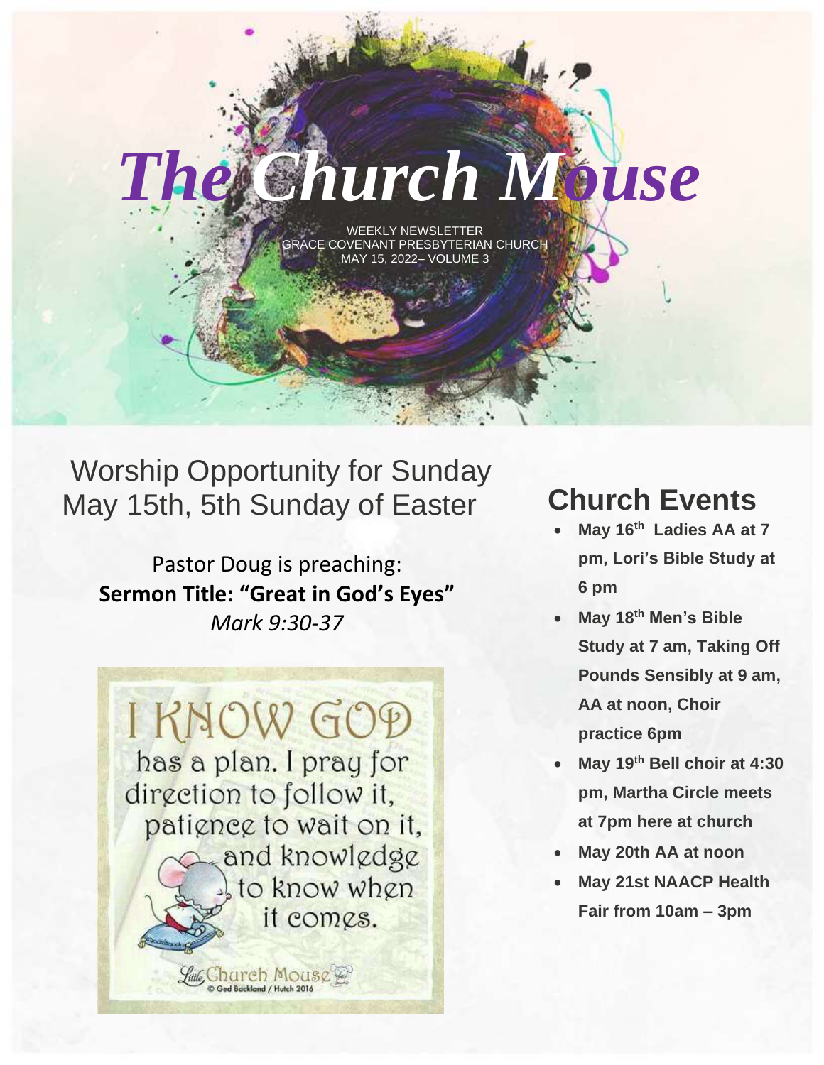# *The Church Mouse*

WEEKLY NEWSLETTER
GRACE COVENANT PRESBYTERIAN CHURCH
MAY 15, 2022– VOLUME 3

## Worship Opportunity for Sunday May 15th, 5th Sunday of Easter

Pastor Doug is preaching:
**Sermon Title: "Great in God's Eyes"**
*Mark 9:30-37*

I KNOW GOD has a plan. I pray for direction to follow it, patience to wait on it, and knowledge to know when it comes.

Little Church Mouse
© Ged Backland / Hutch 2016

## Church Events

- **May 16th Ladies AA at 7 pm, Lori's Bible Study at 6 pm**
- **May 18th Men's Bible Study at 7 am, Taking Off Pounds Sensibly at 9 am, AA at noon, Choir practice 6pm**
- **May 19th Bell choir at 4:30 pm, Martha Circle meets at 7pm here at church**
- **May 20th AA at noon**
- **May 21st NAACP Health Fair from 10am – 3pm**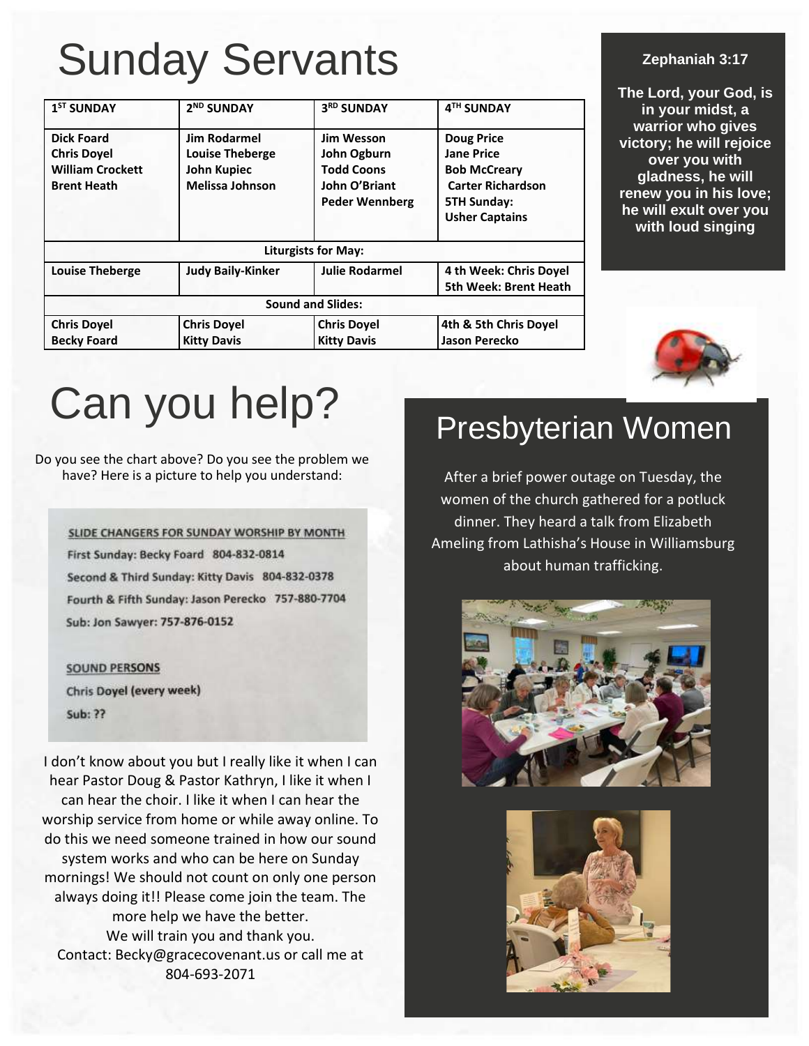# Sunday Servants

| 1ST SUNDAY | 2ND SUNDAY | 3RD SUNDAY | 4TH SUNDAY |
|---|---|---|---|
| **Dick Foard**<br>**Chris Doyel**<br>**William Crockett**<br>**Brent Heath** | **Jim Rodarmel**<br>**Louise Theberge**<br>**John Kupiec**<br>**Melissa Johnson** | **Jim Wesson**<br>**John Ogburn**<br>**Todd Coons**<br>**John O'Briant**<br>**Peder Wennberg** | **Doug Price**<br>**Jane Price**<br>**Bob McCreary**<br>**Carter Richardson**<br>**5TH Sunday:**<br>**Usher Captains** |
| **Liturgists for May:** | | | |
| **Louise Theberge** | **Judy Baily-Kinker** | **Julie Rodarmel** | **4 th Week: Chris Doyel**<br>**5th Week: Brent Heath** |
| **Sound and Slides:** | | | |
| **Chris Doyel**<br>**Becky Foard** | **Chris Doyel**<br>**Kitty Davis** | **Chris Doyel**<br>**Kitty Davis** | **4th & 5th Chris Doyel**<br>**Jason Perecko** |

**Zephaniah 3:17**

**The Lord, your God, is in your midst, a warrior who gives victory; he will rejoice over you with gladness, he will renew you in his love; he will exult over you with loud singing**

# Can you help?

Do you see the chart above? Do you see the problem we have? Here is a picture to help you understand:

SLIDE CHANGERS FOR SUNDAY WORSHIP BY MONTH

First Sunday: Becky Foard 804-832-0814

Second & Third Sunday: Kitty Davis 804-832-0378

Fourth & Fifth Sunday: Jason Perecko 757-880-7704

Sub: Jon Sawyer: 757-876-0152

SOUND PERSONS

Chris Doyel (every week)

Sub: ??

I don't know about you but I really like it when I can hear Pastor Doug & Pastor Kathryn, I like it when I can hear the choir. I like it when I can hear the worship service from home or while away online. To do this we need someone trained in how our sound system works and who can be here on Sunday mornings! We should not count on only one person always doing it!! Please come join the team. The more help we have the better.
We will train you and thank you.
Contact: Becky@gracecovenant.us or call me at 804-693-2071

# Presbyterian Women

After a brief power outage on Tuesday, the women of the church gathered for a potluck dinner. They heard a talk from Elizabeth Ameling from Lathisha's House in Williamsburg about human trafficking.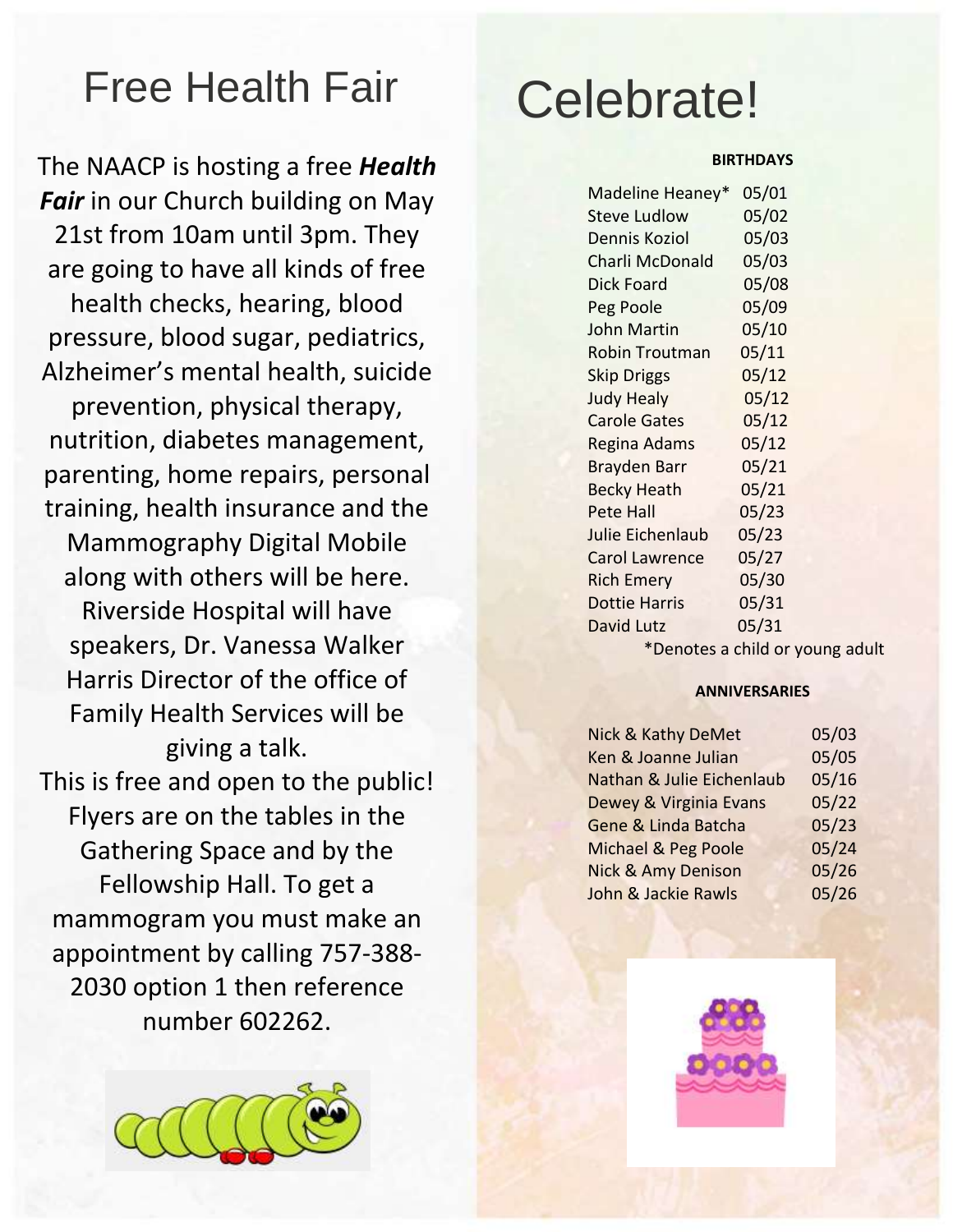# Free Health Fair

The NAACP is hosting a free ***Health Fair*** in our Church building on May 21st from 10am until 3pm. They are going to have all kinds of free health checks, hearing, blood pressure, blood sugar, pediatrics, Alzheimer's mental health, suicide prevention, physical therapy, nutrition, diabetes management, parenting, home repairs, personal training, health insurance and the Mammography Digital Mobile along with others will be here. Riverside Hospital will have speakers, Dr. Vanessa Walker Harris Director of the office of Family Health Services will be giving a talk.

This is free and open to the public! Flyers are on the tables in the Gathering Space and by the Fellowship Hall. To get a mammogram you must make an appointment by calling 757-388-2030 option 1 then reference number 602262.

# Celebrate!

**BIRTHDAYS**

| | |
|---|---|
| Madeline Heaney* | 05/01 |
| Steve Ludlow | 05/02 |
| Dennis Koziol | 05/03 |
| Charli McDonald | 05/03 |
| Dick Foard | 05/08 |
| Peg Poole | 05/09 |
| John Martin | 05/10 |
| Robin Troutman | 05/11 |
| Skip Driggs | 05/12 |
| Judy Healy | 05/12 |
| Carole Gates | 05/12 |
| Regina Adams | 05/12 |
| Brayden Barr | 05/21 |
| Becky Heath | 05/21 |
| Pete Hall | 05/23 |
| Julie Eichenlaub | 05/23 |
| Carol Lawrence | 05/27 |
| Rich Emery | 05/30 |
| Dottie Harris | 05/31 |
| David Lutz | 05/31 |

*Denotes a child or young adult

**ANNIVERSARIES**

| | |
|---|---|
| Nick & Kathy DeMet | 05/03 |
| Ken & Joanne Julian | 05/05 |
| Nathan & Julie Eichenlaub | 05/16 |
| Dewey & Virginia Evans | 05/22 |
| Gene & Linda Batcha | 05/23 |
| Michael & Peg Poole | 05/24 |
| Nick & Amy Denison | 05/26 |
| John & Jackie Rawls | 05/26 |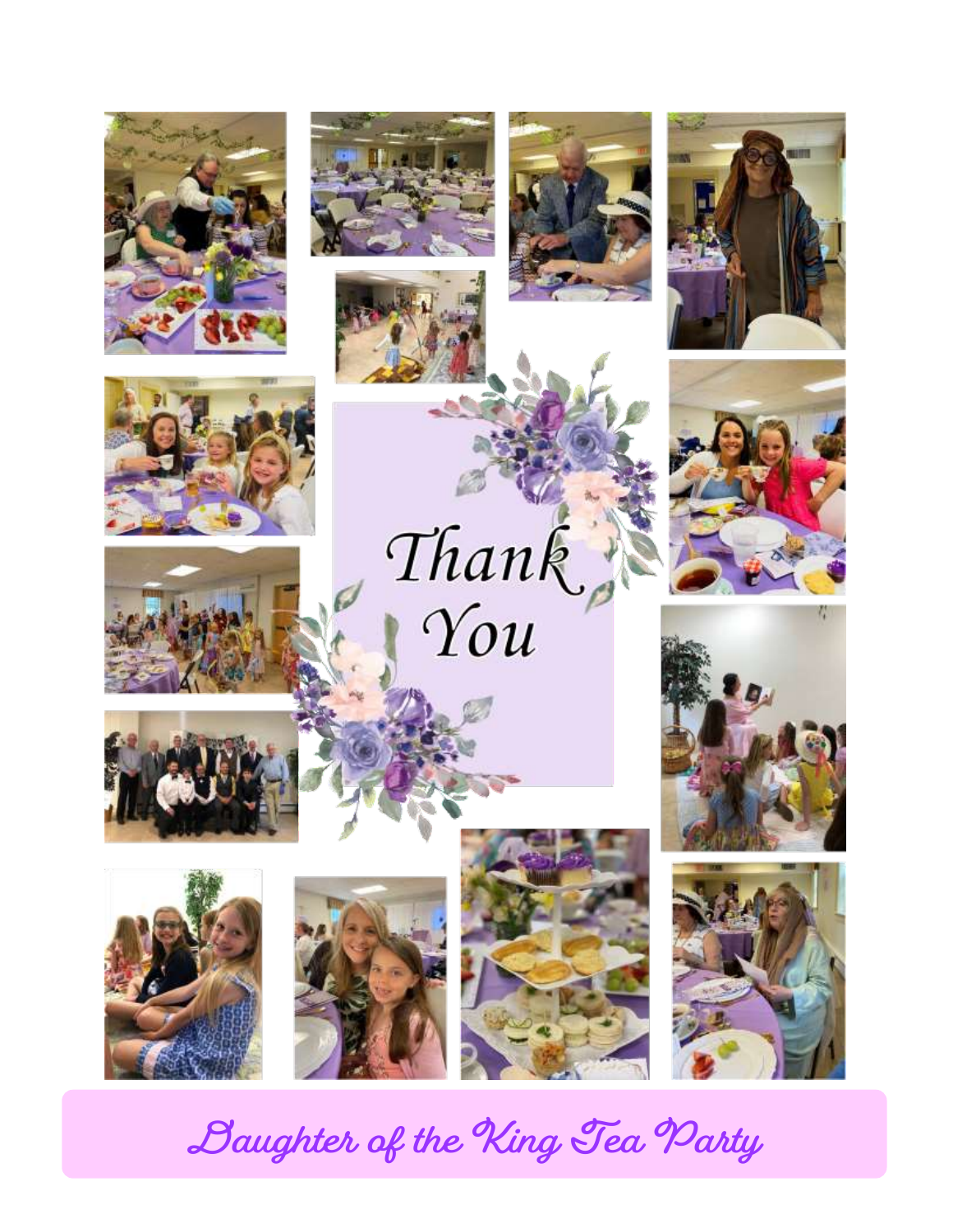Thank You

Daughter of the King Tea Party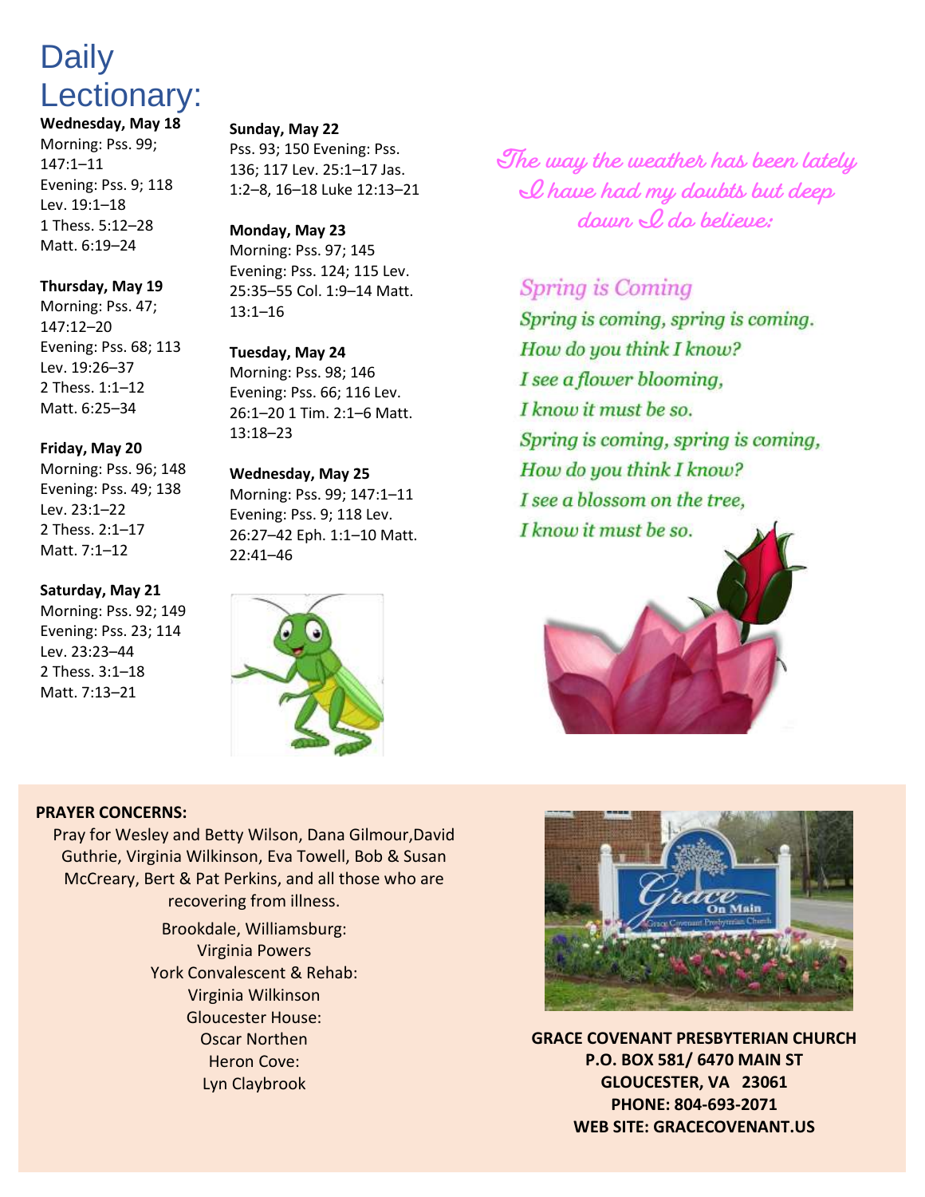# Daily Lectionary:

**Wednesday, May 18**
Morning: Pss. 99; 147:1–11
Evening: Pss. 9; 118
Lev. 19:1–18
1 Thess. 5:12–28
Matt. 6:19–24

**Thursday, May 19**
Morning: Pss. 47; 147:12–20
Evening: Pss. 68; 113
Lev. 19:26–37
2 Thess. 1:1–12
Matt. 6:25–34

**Friday, May 20**
Morning: Pss. 96; 148
Evening: Pss. 49; 138
Lev. 23:1–22
2 Thess. 2:1–17
Matt. 7:1–12

**Saturday, May 21**
Morning: Pss. 92; 149
Evening: Pss. 23; 114
Lev. 23:23–44
2 Thess. 3:1–18
Matt. 7:13–21

**Sunday, May 22**
Pss. 93; 150 Evening: Pss. 136; 117 Lev. 25:1–17 Jas. 1:2–8, 16–18 Luke 12:13–21

**Monday, May 23**
Morning: Pss. 97; 145
Evening: Pss. 124; 115 Lev. 25:35–55 Col. 1:9–14 Matt. 13:1–16

**Tuesday, May 24**
Morning: Pss. 98; 146
Evening: Pss. 66; 116 Lev. 26:1–20 1 Tim. 2:1–6 Matt. 13:18–23

**Wednesday, May 25**
Morning: Pss. 99; 147:1–11
Evening: Pss. 9; 118 Lev. 26:27–42 Eph. 1:1–10 Matt. 22:41–46

*The way the weather has been lately I have had my doubts but deep down I do believe:*

*Spring is Coming*

*Spring is coming, spring is coming.*
*How do you think I know?*
*I see a flower blooming,*
*I know it must be so.*
*Spring is coming, spring is coming,*
*How do you think I know?*
*I see a blossom on the tree,*
*I know it must be so.*

**PRAYER CONCERNS:**

Pray for Wesley and Betty Wilson, Dana Gilmour, David Guthrie, Virginia Wilkinson, Eva Towell, Bob & Susan McCreary, Bert & Pat Perkins, and all those who are recovering from illness.

Brookdale, Williamsburg:
Virginia Powers
York Convalescent & Rehab:
Virginia Wilkinson
Gloucester House:
Oscar Northen
Heron Cove:
Lyn Claybrook

**GRACE COVENANT PRESBYTERIAN CHURCH**
**P.O. BOX 581/ 6470 MAIN ST**
**GLOUCESTER, VA 23061**
**PHONE: 804-693-2071**
**WEB SITE: GRACECOVENANT.US**